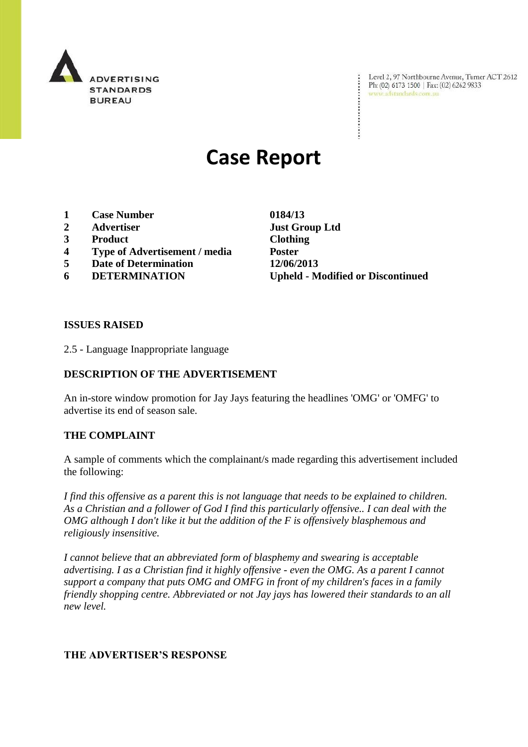ADVERTISING STANDARDS BUREAU

Level 2, 97 Northbourne Avenue, Turner ACT 2612
Ph: (02) 6173 1500 | Fax: (02) 6262 9833
www.adstandards.com.au

# Case Report

| | | |
|---|---|---|
| **1** | **Case Number** | **0184/13** |
| **2** | **Advertiser** | **Just Group Ltd** |
| **3** | **Product** | **Clothing** |
| **4** | **Type of Advertisement / media** | **Poster** |
| **5** | **Date of Determination** | **12/06/2013** |
| **6** | **DETERMINATION** | **Upheld - Modified or Discontinued** |

**ISSUES RAISED**

2.5 - Language Inappropriate language

**DESCRIPTION OF THE ADVERTISEMENT**

An in-store window promotion for Jay Jays featuring the headlines 'OMG' or 'OMFG' to advertise its end of season sale.

**THE COMPLAINT**

A sample of comments which the complainant/s made regarding this advertisement included the following:

*I find this offensive as a parent this is not language that needs to be explained to children. As a Christian and a follower of God I find this particularly offensive.. I can deal with the OMG although I don't like it but the addition of the F is offensively blasphemous and religiously insensitive.*

*I cannot believe that an abbreviated form of blasphemy and swearing is acceptable advertising. I as a Christian find it highly offensive - even the OMG. As a parent I cannot support a company that puts OMG and OMFG in front of my children's faces in a family friendly shopping centre. Abbreviated or not Jay jays has lowered their standards to an all new level.*

**THE ADVERTISER'S RESPONSE**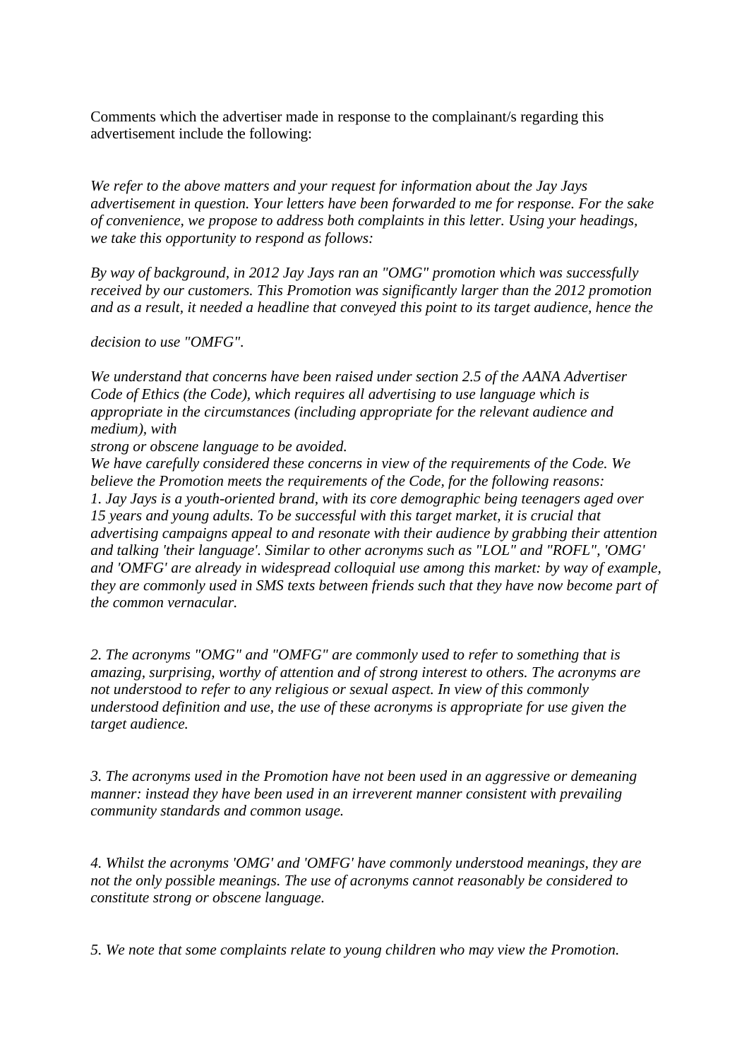Comments which the advertiser made in response to the complainant/s regarding this advertisement include the following:

*We refer to the above matters and your request for information about the Jay Jays advertisement in question. Your letters have been forwarded to me for response. For the sake of convenience, we propose to address both complaints in this letter. Using your headings, we take this opportunity to respond as follows:*

*By way of background, in 2012 Jay Jays ran an "OMG" promotion which was successfully received by our customers. This Promotion was significantly larger than the 2012 promotion and as a result, it needed a headline that conveyed this point to its target audience, hence the*

*decision to use "OMFG".*

*We understand that concerns have been raised under section 2.5 of the AANA Advertiser Code of Ethics (the Code), which requires all advertising to use language which is appropriate in the circumstances (including appropriate for the relevant audience and medium), with*
*strong or obscene language to be avoided.*
*We have carefully considered these concerns in view of the requirements of the Code. We believe the Promotion meets the requirements of the Code, for the following reasons:*
*1. Jay Jays is a youth-oriented brand, with its core demographic being teenagers aged over 15 years and young adults. To be successful with this target market, it is crucial that advertising campaigns appeal to and resonate with their audience by grabbing their attention and talking 'their language'. Similar to other acronyms such as "LOL" and "ROFL", 'OMG' and 'OMFG' are already in widespread colloquial use among this market: by way of example, they are commonly used in SMS texts between friends such that they have now become part of the common vernacular.*

*2. The acronyms "OMG" and "OMFG" are commonly used to refer to something that is amazing, surprising, worthy of attention and of strong interest to others. The acronyms are not understood to refer to any religious or sexual aspect. In view of this commonly understood definition and use, the use of these acronyms is appropriate for use given the target audience.*

*3. The acronyms used in the Promotion have not been used in an aggressive or demeaning manner: instead they have been used in an irreverent manner consistent with prevailing community standards and common usage.*

*4. Whilst the acronyms 'OMG' and 'OMFG' have commonly understood meanings, they are not the only possible meanings. The use of acronyms cannot reasonably be considered to constitute strong or obscene language.*

*5. We note that some complaints relate to young children who may view the Promotion.*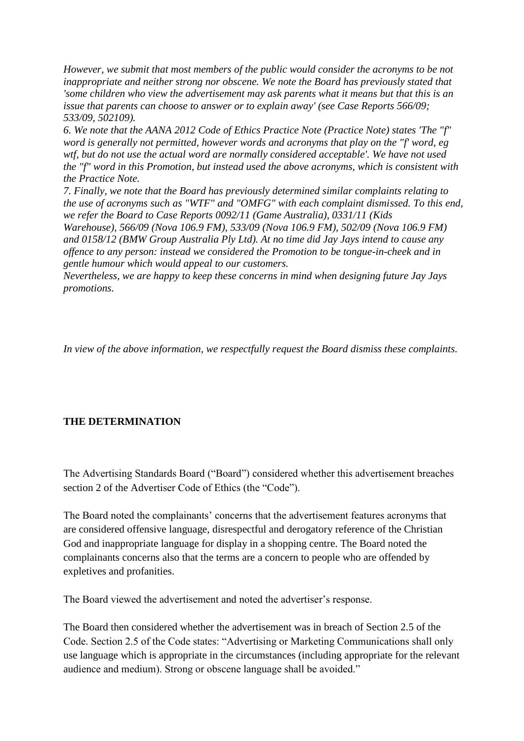*However, we submit that most members of the public would consider the acronyms to be not inappropriate and neither strong nor obscene. We note the Board has previously stated that 'some children who view the advertisement may ask parents what it means but that this is an issue that parents can choose to answer or to explain away' (see Case Reports 566/09; 533/09, 502109).*

*6. We note that the AANA 2012 Code of Ethics Practice Note (Practice Note) states 'The "f" word is generally not permitted, however words and acronyms that play on the "f' word, eg wtf, but do not use the actual word are normally considered acceptable'. We have not used the "f" word in this Promotion, but instead used the above acronyms, which is consistent with the Practice Note.*

*7. Finally, we note that the Board has previously determined similar complaints relating to the use of acronyms such as "WTF" and "OMFG" with each complaint dismissed. To this end, we refer the Board to Case Reports 0092/11 (Game Australia), 0331/11 (Kids Warehouse), 566/09 (Nova 106.9 FM), 533/09 (Nova 106.9 FM), 502/09 (Nova 106.9 FM) and 0158/12 (BMW Group Australia Pty Ltd). At no time did Jay Jays intend to cause any offence to any person: instead we considered the Promotion to be tongue-in-cheek and in gentle humour which would appeal to our customers.*

*Nevertheless, we are happy to keep these concerns in mind when designing future Jay Jays promotions.*

*In view of the above information, we respectfully request the Board dismiss these complaints.*

**THE DETERMINATION**

The Advertising Standards Board ("Board") considered whether this advertisement breaches section 2 of the Advertiser Code of Ethics (the "Code").

The Board noted the complainants' concerns that the advertisement features acronyms that are considered offensive language, disrespectful and derogatory reference of the Christian God and inappropriate language for display in a shopping centre. The Board noted the complainants concerns also that the terms are a concern to people who are offended by expletives and profanities.

The Board viewed the advertisement and noted the advertiser's response.

The Board then considered whether the advertisement was in breach of Section 2.5 of the Code. Section 2.5 of the Code states: "Advertising or Marketing Communications shall only use language which is appropriate in the circumstances (including appropriate for the relevant audience and medium). Strong or obscene language shall be avoided."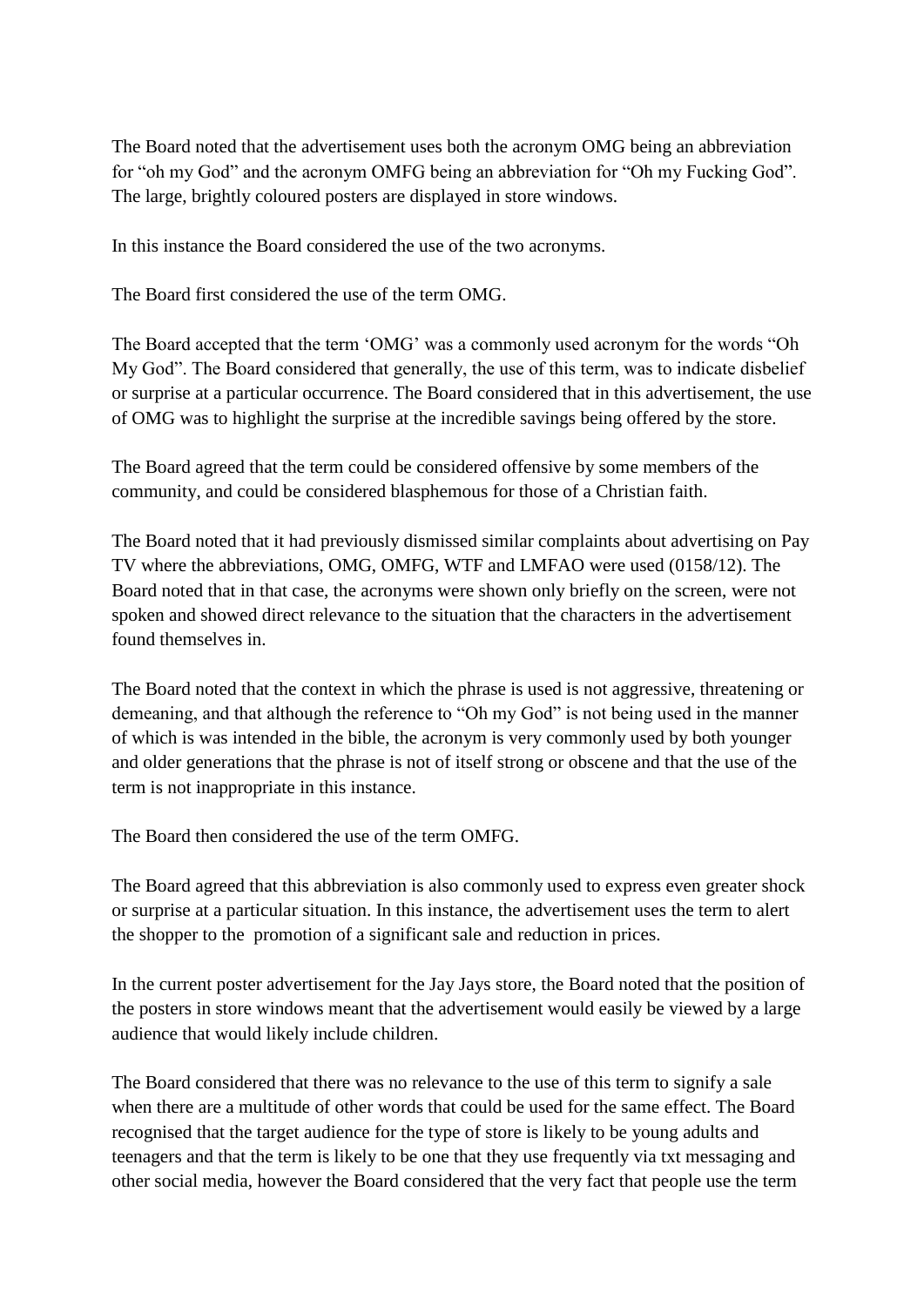The Board noted that the advertisement uses both the acronym OMG being an abbreviation for "oh my God" and the acronym OMFG being an abbreviation for "Oh my Fucking God". The large, brightly coloured posters are displayed in store windows.

In this instance the Board considered the use of the two acronyms.

The Board first considered the use of the term OMG.

The Board accepted that the term 'OMG' was a commonly used acronym for the words "Oh My God". The Board considered that generally, the use of this term, was to indicate disbelief or surprise at a particular occurrence. The Board considered that in this advertisement, the use of OMG was to highlight the surprise at the incredible savings being offered by the store.

The Board agreed that the term could be considered offensive by some members of the community, and could be considered blasphemous for those of a Christian faith.

The Board noted that it had previously dismissed similar complaints about advertising on Pay TV where the abbreviations, OMG, OMFG, WTF and LMFAO were used (0158/12). The Board noted that in that case, the acronyms were shown only briefly on the screen, were not spoken and showed direct relevance to the situation that the characters in the advertisement found themselves in.

The Board noted that the context in which the phrase is used is not aggressive, threatening or demeaning, and that although the reference to "Oh my God" is not being used in the manner of which is was intended in the bible, the acronym is very commonly used by both younger and older generations that the phrase is not of itself strong or obscene and that the use of the term is not inappropriate in this instance.

The Board then considered the use of the term OMFG.

The Board agreed that this abbreviation is also commonly used to express even greater shock or surprise at a particular situation. In this instance, the advertisement uses the term to alert the shopper to the promotion of a significant sale and reduction in prices.

In the current poster advertisement for the Jay Jays store, the Board noted that the position of the posters in store windows meant that the advertisement would easily be viewed by a large audience that would likely include children.

The Board considered that there was no relevance to the use of this term to signify a sale when there are a multitude of other words that could be used for the same effect. The Board recognised that the target audience for the type of store is likely to be young adults and teenagers and that the term is likely to be one that they use frequently via txt messaging and other social media, however the Board considered that the very fact that people use the term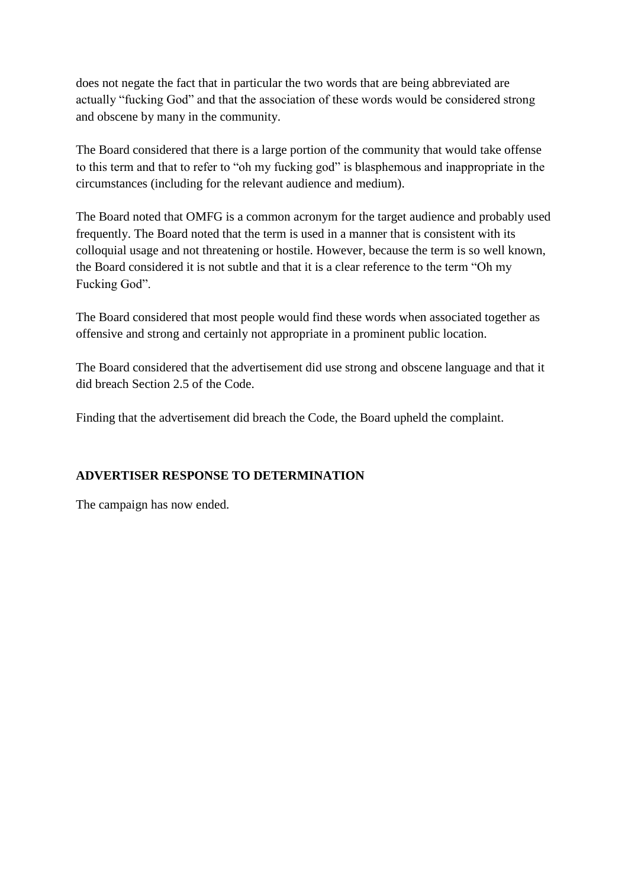does not negate the fact that in particular the two words that are being abbreviated are actually "fucking God" and that the association of these words would be considered strong and obscene by many in the community.

The Board considered that there is a large portion of the community that would take offense to this term and that to refer to "oh my fucking god" is blasphemous and inappropriate in the circumstances (including for the relevant audience and medium).

The Board noted that OMFG is a common acronym for the target audience and probably used frequently. The Board noted that the term is used in a manner that is consistent with its colloquial usage and not threatening or hostile. However, because the term is so well known, the Board considered it is not subtle and that it is a clear reference to the term "Oh my Fucking God".

The Board considered that most people would find these words when associated together as offensive and strong and certainly not appropriate in a prominent public location.

The Board considered that the advertisement did use strong and obscene language and that it did breach Section 2.5 of the Code.

Finding that the advertisement did breach the Code, the Board upheld the complaint.

**ADVERTISER RESPONSE TO DETERMINATION**

The campaign has now ended.